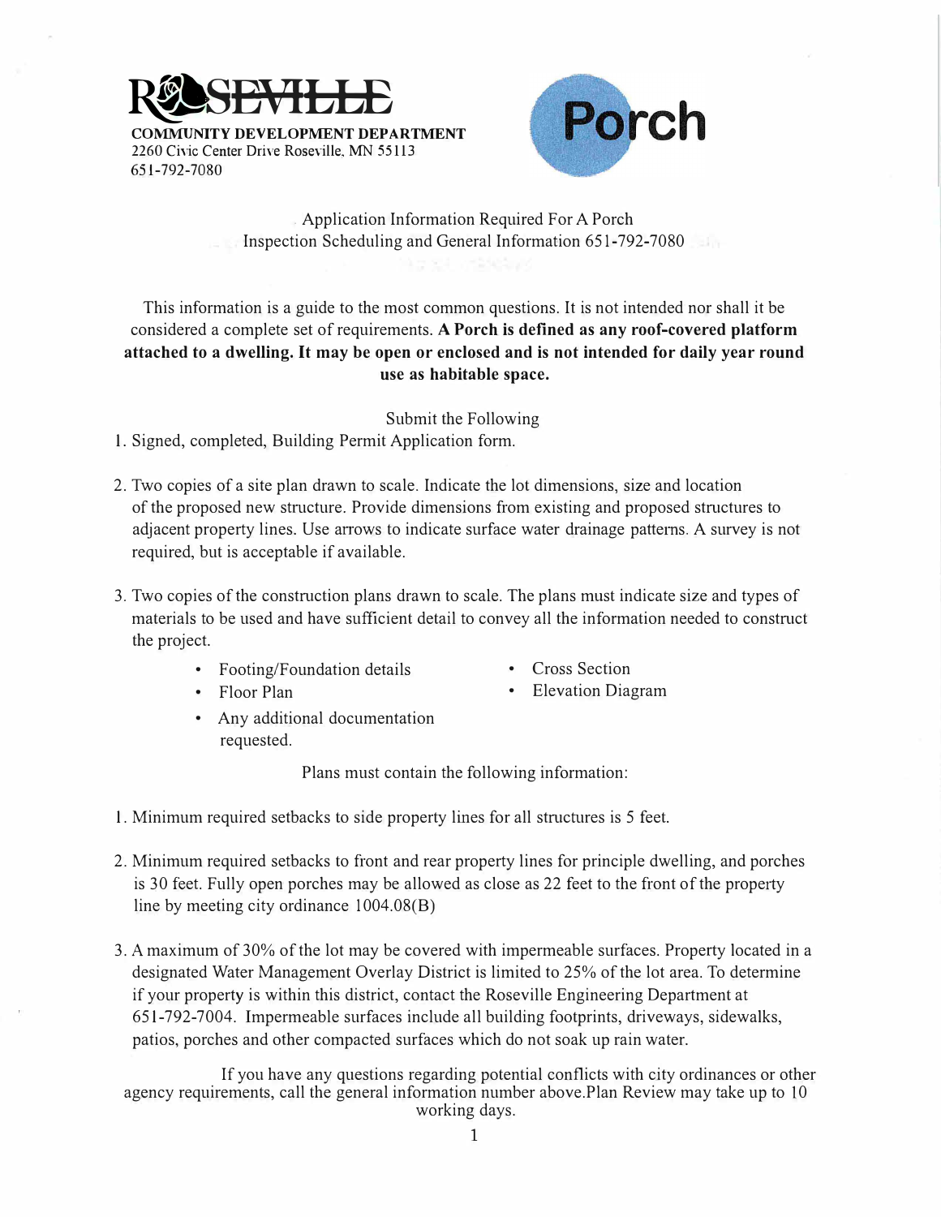# ROSEVILLE

**COMMUNITY DEVELOPMENT DEPARTMENT**
2260 Civic Center Drive Roseville, MN 55113
651-792-7080

# Porch

Application Information Required For A Porch
Inspection Scheduling and General Information 651-792-7080

This information is a guide to the most common questions. It is not intended nor shall it be considered a complete set of requirements. **A Porch is defined as any roof-covered platform attached to a dwelling. It may be open or enclosed and is not intended for daily year round use as habitable space.**

## Submit the Following

1. Signed, completed, Building Permit Application form.
2. Two copies of a site plan drawn to scale. Indicate the lot dimensions, size and location of the proposed new structure. Provide dimensions from existing and proposed structures to adjacent property lines. Use arrows to indicate surface water drainage patterns. A survey is not required, but is acceptable if available.
3. Two copies of the construction plans drawn to scale. The plans must indicate size and types of materials to be used and have sufficient detail to convey all the information needed to construct the project.
   - Footing/Foundation details
   - Floor Plan
   - Any additional documentation requested.
   - Cross Section
   - Elevation Diagram

## Plans must contain the following information:

1. Minimum required setbacks to side property lines for all structures is 5 feet.
2. Minimum required setbacks to front and rear property lines for principle dwelling, and porches is 30 feet. Fully open porches may be allowed as close as 22 feet to the front of the property line by meeting city ordinance 1004.08(B)
3. A maximum of 30% of the lot may be covered with impermeable surfaces. Property located in a designated Water Management Overlay District is limited to 25% of the lot area. To determine if your property is within this district, contact the Roseville Engineering Department at 651-792-7004. Impermeable surfaces include all building footprints, driveways, sidewalks, patios, porches and other compacted surfaces which do not soak up rain water.

If you have any questions regarding potential conflicts with city ordinances or other agency requirements, call the general information number above.Plan Review may take up to 10 working days.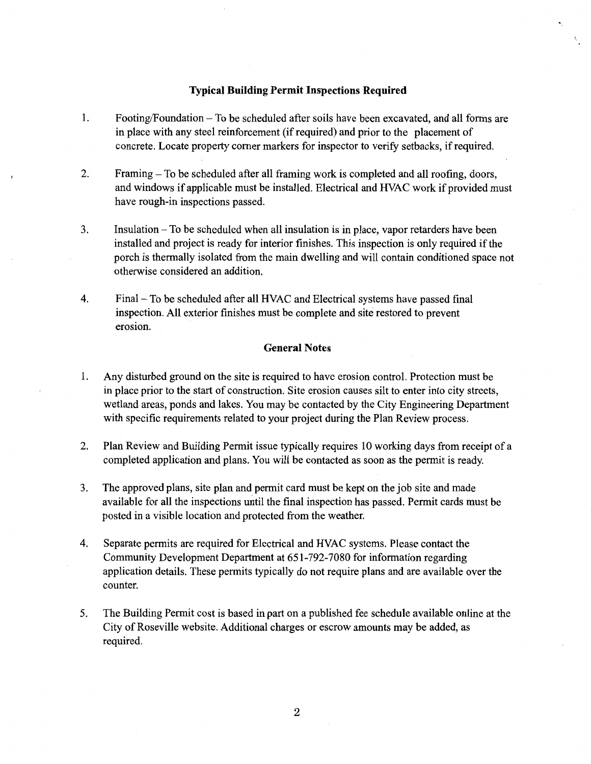## Typical Building Permit Inspections Required

1. Footing/Foundation – To be scheduled after soils have been excavated, and all forms are in place with any steel reinforcement (if required) and prior to the placement of concrete. Locate property corner markers for inspector to verify setbacks, if required.

2. Framing – To be scheduled after all framing work is completed and all roofing, doors, and windows if applicable must be installed. Electrical and HVAC work if provided must have rough-in inspections passed.

3. Insulation – To be scheduled when all insulation is in place, vapor retarders have been installed and project is ready for interior finishes. This inspection is only required if the porch is thermally isolated from the main dwelling and will contain conditioned space not otherwise considered an addition.

4. Final – To be scheduled after all HVAC and Electrical systems have passed final inspection. All exterior finishes must be complete and site restored to prevent erosion.

## General Notes

1. Any disturbed ground on the site is required to have erosion control. Protection must be in place prior to the start of construction. Site erosion causes silt to enter into city streets, wetland areas, ponds and lakes. You may be contacted by the City Engineering Department with specific requirements related to your project during the Plan Review process.

2. Plan Review and Building Permit issue typically requires 10 working days from receipt of a completed application and plans. You will be contacted as soon as the permit is ready.

3. The approved plans, site plan and permit card must be kept on the job site and made available for all the inspections until the final inspection has passed. Permit cards must be posted in a visible location and protected from the weather.

4. Separate permits are required for Electrical and HVAC systems. Please contact the Community Development Department at 651-792-7080 for information regarding application details. These permits typically do not require plans and are available over the counter.

5. The Building Permit cost is based in part on a published fee schedule available online at the City of Roseville website. Additional charges or escrow amounts may be added, as required.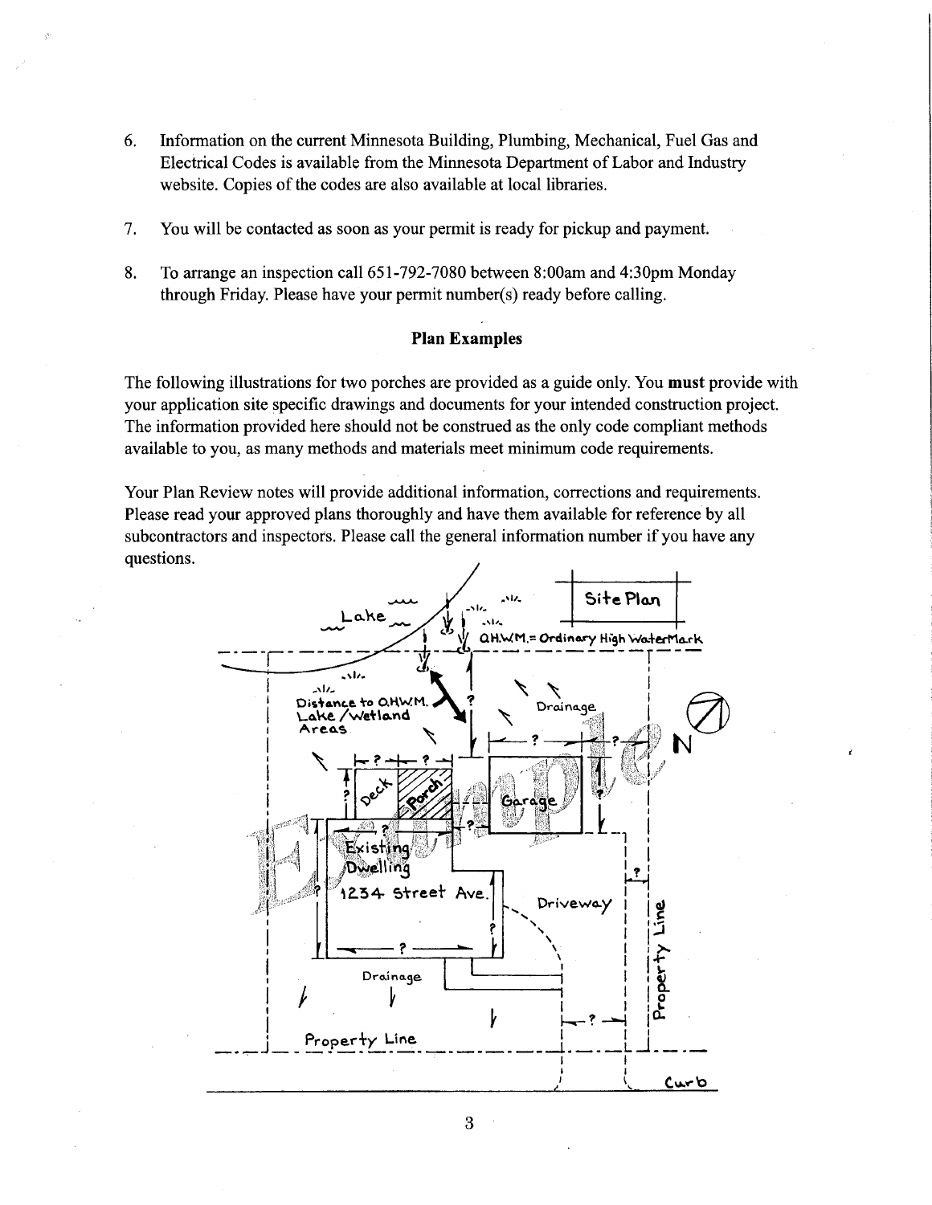6. Information on the current Minnesota Building, Plumbing, Mechanical, Fuel Gas and Electrical Codes is available from the Minnesota Department of Labor and Industry website. Copies of the codes are also available at local libraries.

7. You will be contacted as soon as your permit is ready for pickup and payment.

8. To arrange an inspection call 651-792-7080 between 8:00am and 4:30pm Monday through Friday. Please have your permit number(s) ready before calling.

### Plan Examples

The following illustrations for two porches are provided as a guide only. You **must** provide with your application site specific drawings and documents for your intended construction project. The information provided here should not be construed as the only code compliant methods available to you, as many methods and materials meet minimum code requirements.

Your Plan Review notes will provide additional information, corrections and requirements. Please read your approved plans thoroughly and have them available for reference by all subcontractors and inspectors. Please call the general information number if you have any questions.

Site Plan

Lake

O.H.W.M. = Ordinary High Water Mark

Distance to O.H.W.M. Lake / Wetland Areas

Drainage

Deck

Porch

Garage

Existing Dwelling 1234 Street Ave.

Driveway

Drainage

Property Line

Property Line

Curb

N

Example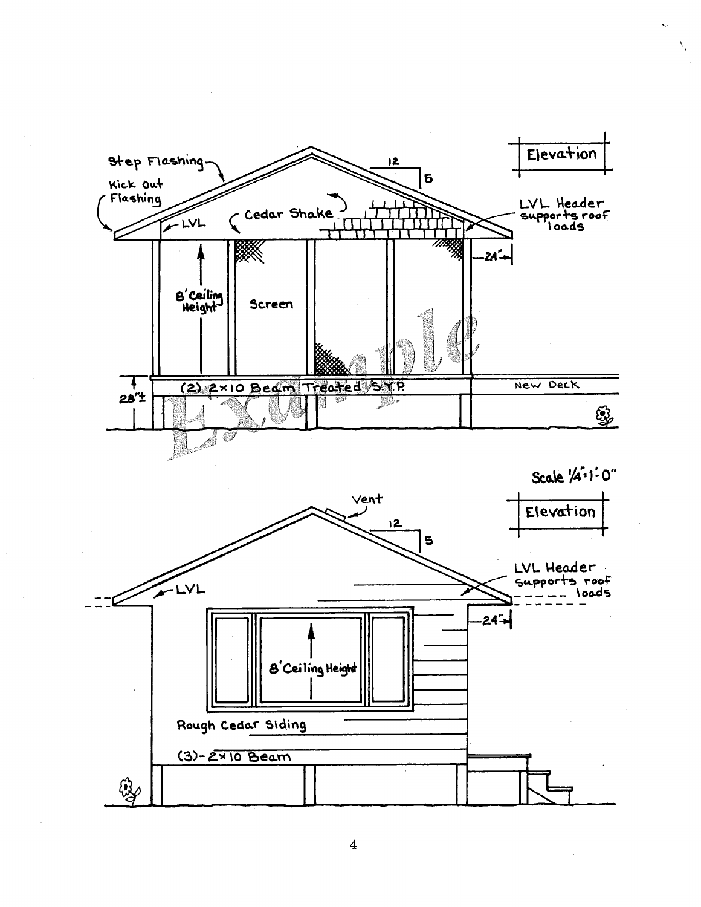Elevation

Step Flashing

Kick out Flashing

LVL

Cedar Shake

12

5

LVL Header supports roof loads

24"

8' Ceiling Height

Screen

(2) 2×10 Beam Treated S.Y.P.

New Deck

28"±

Example

Scale 1/4"=1'-0"

Elevation

Vent

12

5

LVL

LVL Header supports roof loads

24"

8' Ceiling Height

Rough Cedar Siding

(3)-2×10 Beam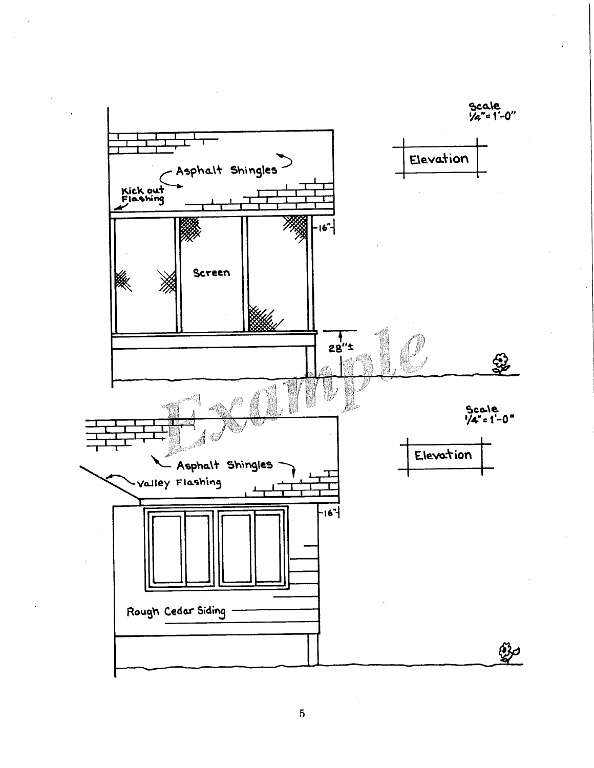Scale
1/4" = 1'-0"

Elevation

Asphalt Shingles

Kick out Flashing

16"

Screen

28"±

Example

Scale
1/4" = 1'-0"

Elevation

Asphalt Shingles

Valley Flashing

16"

Rough Cedar Siding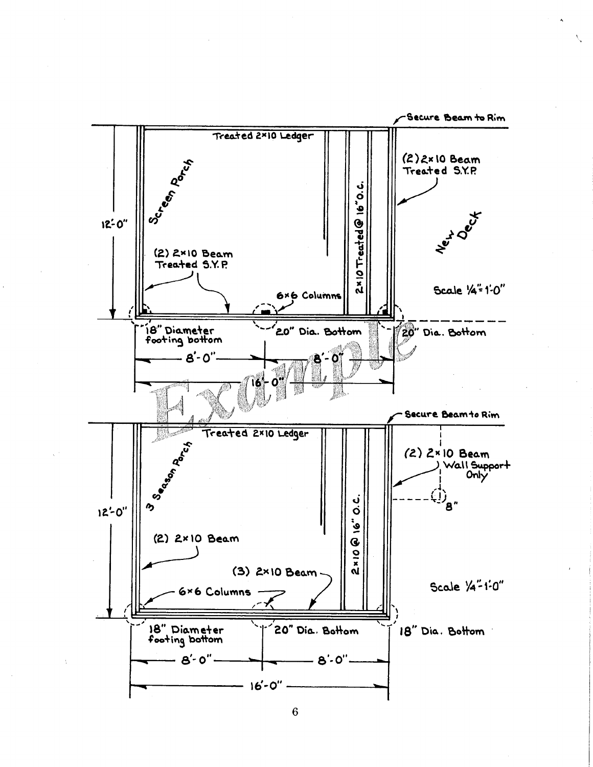Secure Beam to Rim

Treated 2×10 Ledger

(2) 2×10 Beam Treated S.Y.P.

Screen Porch

New Deck

12'-0"

2×10 Treated @ 16" O.C.

(2) 2×10 Beam Treated S.Y.P.

6×6 Columns

Scale 1/4" = 1'-0"

18" Diameter footing bottom

20" Dia. Bottom

20" Dia. Bottom

8'-0" | 8'-0"

16'-0"

Example

Secure Beam to Rim

Treated 2×10 Ledger

(2) 2×10 Beam Wall Support Only

3 Season Porch

8"

12'-0"

2×10 @ 16" O.C.

(2) 2×10 Beam

(3) 2×10 Beam

6×6 Columns

Scale 1/4" = 1'-0"

18" Diameter footing bottom

20" Dia. Bottom

18" Dia. Bottom

8'-0" | 8'-0"

16'-0"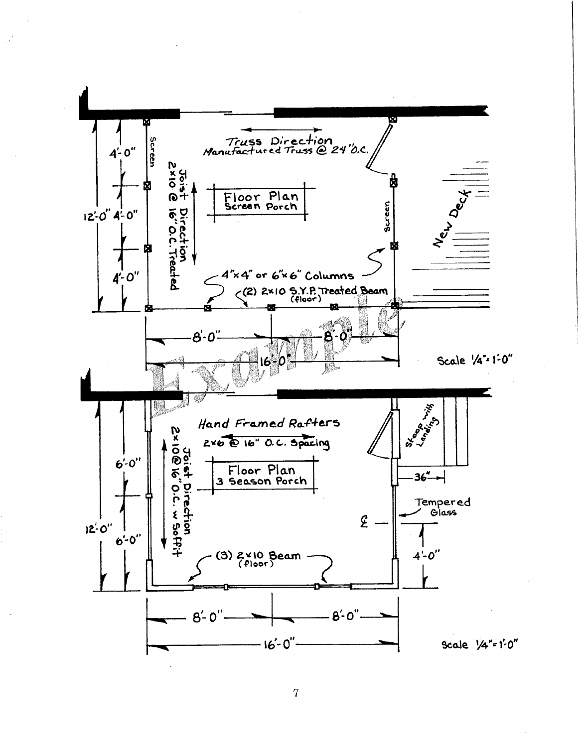## Floor Plan
### Screen Porch

Truss Direction
Manufactured Truss @ 24" O.C.

Joist Direction
2x10 @ 16" O.C. Treated

Screen

Screen

New Deck

4"x4" or 6"x6" Columns

(2) 2x10 S.Y.P. Treated Beam (floor)

4'-0"

4'-0"

4'-0"

12'-0"

8'-0"

8'-0"

16'-0"

Scale 1/4"=1'-0"

Example

## Floor Plan
### 3 Season Porch

Hand Framed Rafters
2x6 @ 16" O.C. Spacing

Joist Direction
2x10 @ 16" O.C. w Soffit

Stoop with Landing

36"

Tempered Glass

℄

4'-0"

(3) 2x10 Beam (floor)

6'-0"

6'-0"

12'-0"

8'-0"

8'-0"

16'-0"

Scale 1/4"=1'-0"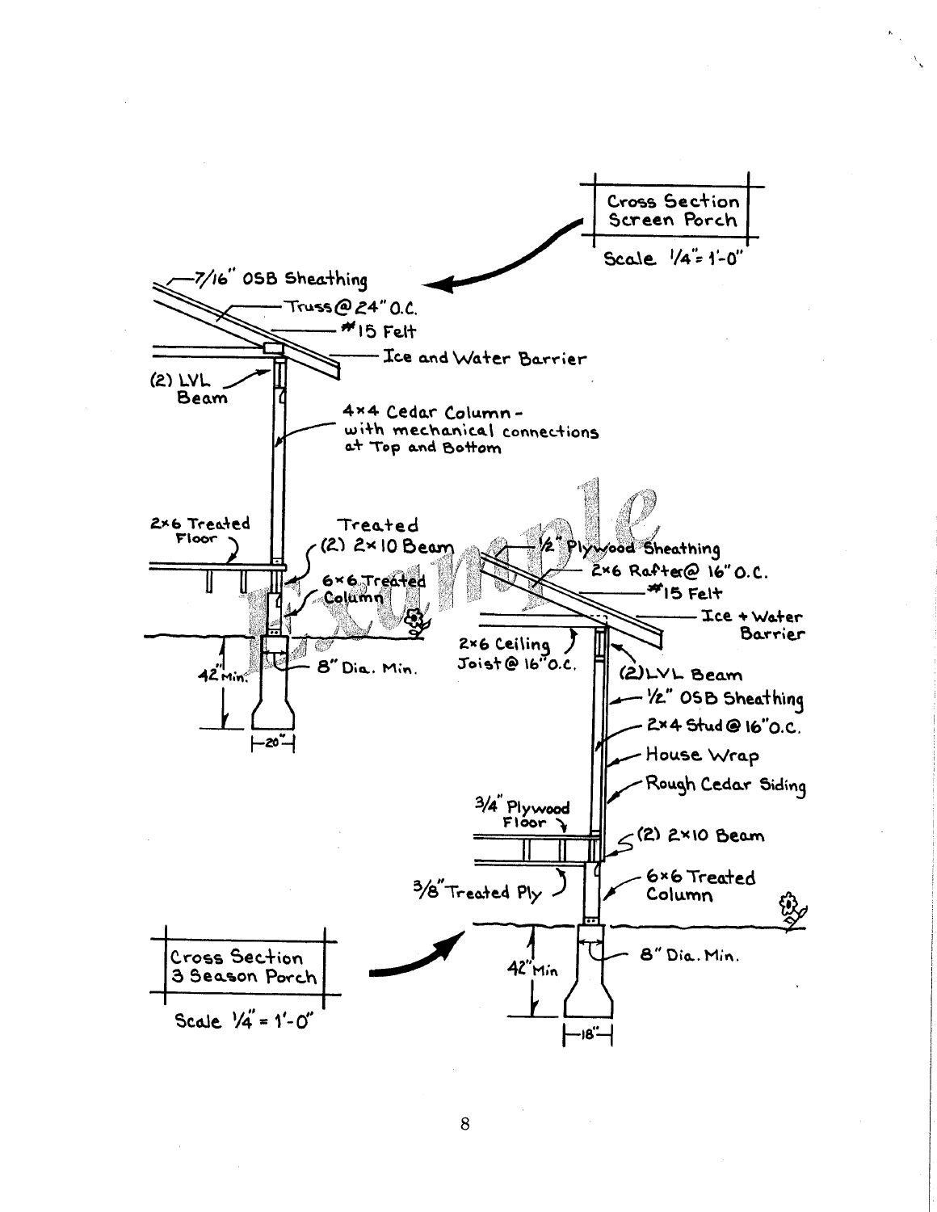Cross Section
Screen Porch

Scale 1/4" = 1'-0"

7/16" OSB Sheathing

Truss @ 24" O.C.

#15 Felt

Ice and Water Barrier

(2) LVL Beam

4×4 Cedar Column - with mechanical connections at Top and Bottom

2×6 Treated Floor

Treated (2) 2×10 Beam

6×6 Treated Column

42" Min.

8" Dia. Min.

20"

1/2" Plywood Sheathing

2×6 Rafter @ 16" O.C.

#15 Felt

Ice + Water Barrier

2×6 Ceiling Joist @ 16" O.C.

(2) LVL Beam

1/2" OSB Sheathing

2×4 Stud @ 16" O.C.

House Wrap

Rough Cedar Siding

3/4" Plywood Floor

(2) 2×10 Beam

3/8" Treated Ply

6×6 Treated Column

42" Min

8" Dia. Min.

18"

Cross Section
3 Season Porch

Scale 1/4" = 1'-0"